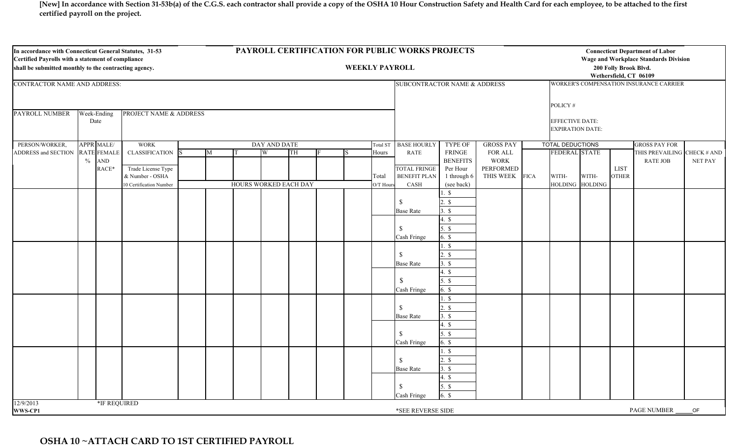**[New] In accordance with Section 31-53b(a) of the C.G.S. each contractor shall provide a copy of the OSHA 10 Hour Construction Safety and Health Card for each employee, to be attached to the first certified payroll on the project.**

**In accordance with Connecticut General Statutes, 31-53 Certified Payrolls with a statement of compliance shall be submitted monthly to the contracting agency.**

# PAYROLL CERTIFICATION FOR PUBLIC WORKS PROJECTS

## WEEKLY PAYROLL

**Connecticut Department of Labor**
**Wage and Workplace Standards Division**
**200 Folly Brook Blvd.**
**Wethersfield, CT 06109**

| CONTRACTOR NAME AND ADDRESS: | | | SUBCONTRACTOR NAME & ADDRESS | WORKER'S COMPENSATION INSURANCE CARRIER<br>POLICY #<br>EFFECTIVE DATE:<br>EXPIRATION DATE: |
|---|---|---|---|---|
| PAYROLL NUMBER | Week-Ending Date | PROJECT NAME & ADDRESS | | |

| PERSON/WORKER, ADDRESS and SECTION | APPR RATE % | MALE/ FEMALE AND RACE* | WORK CLASSIFICATION<br>Trade License Type & Number - OSHA 10 Certification Number | S | M | T | W | TH | F | S | Total ST Hours<br>Total O/T Hours | BASE HOURLY RATE<br>TOTAL FRINGE BENEFIT PLAN CASH | TYPE OF FRINGE BENEFITS Per Hour 1 through 6 (see back) | GROSS PAY FOR ALL WORK PERFORMED THIS WEEK | FICA | FEDERAL WITH-HOLDING | STATE WITH-HOLDING | LIST OTHER | GROSS PAY FOR THIS PREVAILING RATE JOB | CHECK # AND NET PAY |
|---|---|---|---|---|---|---|---|---|---|---|---|---|---|---|---|---|---|---|---|---|
| | | | | DAY AND DATE | | | | | | | | | | | TOTAL DEDUCTIONS | | | | | |
| | | | | HOURS WORKED EACH DAY | | | | | | | | | | | | | | | | |
| | | | | | | | | | | | | $<br>Base Rate | 1. $<br>2. $<br>3. $ | | | | | | | |
| | | | | | | | | | | | | $<br>Cash Fringe | 4. $<br>5. $<br>6. $ | | | | | | | |
| | | | | | | | | | | | | $<br>Base Rate | 1. $<br>2. $<br>3. $ | | | | | | | |
| | | | | | | | | | | | | $<br>Cash Fringe | 4. $<br>5. $<br>6. $ | | | | | | | |
| | | | | | | | | | | | | $<br>Base Rate | 1. $<br>2. $<br>3. $ | | | | | | | |
| | | | | | | | | | | | | $<br>Cash Fringe | 4. $<br>5. $<br>6. $ | | | | | | | |
| | | | | | | | | | | | | $<br>Base Rate | 1. $<br>2. $<br>3. $ | | | | | | | |
| | | | | | | | | | | | | $<br>Cash Fringe | 4. $<br>5. $<br>6. $ | | | | | | | |

12/9/2013
**WWS-CP1**

*IF REQUIRED

*SEE REVERSE SIDE

PAGE NUMBER _____ OF

**OSHA 10 ~ATTACH CARD TO 1ST CERTIFIED PAYROLL**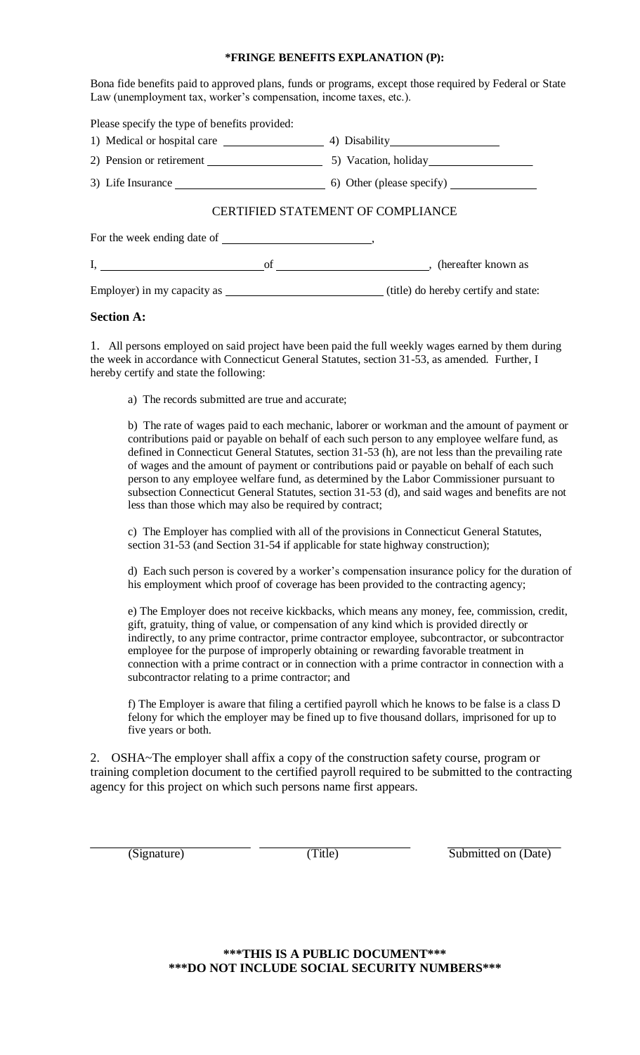**\*FRINGE BENEFITS EXPLANATION (P):**

Bona fide benefits paid to approved plans, funds or programs, except those required by Federal or State Law (unemployment tax, worker's compensation, income taxes, etc.).

Please specify the type of benefits provided:

1) Medical or hospital care ________________ 4) Disability ________________

2) Pension or retirement ________________ 5) Vacation, holiday ________________

3) Life Insurance ________________ 6) Other (please specify) ________________

## CERTIFIED STATEMENT OF COMPLIANCE

For the week ending date of ________________,

I, ________________ of ________________, (hereafter known as Employer) in my capacity as ________________ (title) do hereby certify and state:

**Section A:**

1. All persons employed on said project have been paid the full weekly wages earned by them during the week in accordance with Connecticut General Statutes, section 31-53, as amended. Further, I hereby certify and state the following:

   a) The records submitted are true and accurate;

   b) The rate of wages paid to each mechanic, laborer or workman and the amount of payment or contributions paid or payable on behalf of each such person to any employee welfare fund, as defined in Connecticut General Statutes, section 31-53 (h), are not less than the prevailing rate of wages and the amount of payment or contributions paid or payable on behalf of each such person to any employee welfare fund, as determined by the Labor Commissioner pursuant to subsection Connecticut General Statutes, section 31-53 (d), and said wages and benefits are not less than those which may also be required by contract;

   c) The Employer has complied with all of the provisions in Connecticut General Statutes, section 31-53 (and Section 31-54 if applicable for state highway construction);

   d) Each such person is covered by a worker's compensation insurance policy for the duration of his employment which proof of coverage has been provided to the contracting agency;

   e) The Employer does not receive kickbacks, which means any money, fee, commission, credit, gift, gratuity, thing of value, or compensation of any kind which is provided directly or indirectly, to any prime contractor, prime contractor employee, subcontractor, or subcontractor employee for the purpose of improperly obtaining or rewarding favorable treatment in connection with a prime contract or in connection with a prime contractor in connection with a subcontractor relating to a prime contractor; and

   f) The Employer is aware that filing a certified payroll which he knows to be false is a class D felony for which the employer may be fined up to five thousand dollars, imprisoned for up to five years or both.

2. OSHA~The employer shall affix a copy of the construction safety course, program or training completion document to the certified payroll required to be submitted to the contracting agency for this project on which such persons name first appears.

________________ ________________ ________________

(Signature) (Title) Submitted on (Date)

**\*\*\*THIS IS A PUBLIC DOCUMENT\*\*\***

**\*\*\*DO NOT INCLUDE SOCIAL SECURITY NUMBERS\*\*\***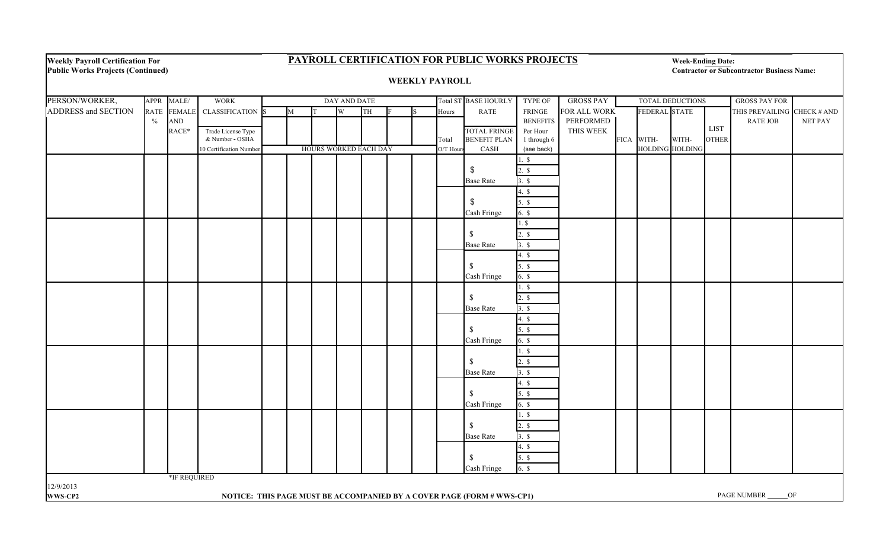**Weekly Payroll Certification For Public Works Projects (Continued)**

# PAYROLL CERTIFICATION FOR PUBLIC WORKS PROJECTS

## WEEKLY PAYROLL

**Week-Ending Date:**

**Contractor or Subcontractor Business Name:**

| PERSON/WORKER, ADDRESS and SECTION | APPR RATE % | MALE/ FEMALE AND RACE* | WORK CLASSIFICATION Trade License Type & Number - OSHA 10 Certification Number | DAY AND DATE / HOURS WORKED EACH DAY S | M | T | W | TH | F | S | Total ST Hours / Total O/T Hours | BASE HOURLY RATE / TOTAL FRINGE BENEFIT PLAN CASH | TYPE OF FRINGE BENEFITS Per Hour 1 through 6 (see back) | GROSS PAY FOR ALL WORK PERFORMED THIS WEEK | TOTAL DEDUCTIONS FICA | FEDERAL WITH-HOLDING | STATE WITH-HOLDING | LIST OTHER | GROSS PAY FOR THIS PREVAILING RATE JOB | CHECK # AND NET PAY |
|---|---|---|---|---|---|---|---|---|---|---|---|---|---|---|---|---|---|---|---|---|
| | | | | | | | | | | | | $ Base Rate | 1. $ 2. $ 3. $ | | | | | | | |
| | | | | | | | | | | | | $ Cash Fringe | 4. $ 5. $ 6. $ | | | | | | | |
| | | | | | | | | | | | | $ Base Rate | 1. $ 2. $ 3. $ | | | | | | | |
| | | | | | | | | | | | | $ Cash Fringe | 4. $ 5. $ 6. $ | | | | | | | |
| | | | | | | | | | | | | $ Base Rate | 1. $ 2. $ 3. $ | | | | | | | |
| | | | | | | | | | | | | $ Cash Fringe | 4. $ 5. $ 6. $ | | | | | | | |
| | | | | | | | | | | | | $ Base Rate | 1. $ 2. $ 3. $ | | | | | | | |
| | | | | | | | | | | | | $ Cash Fringe | 4. $ 5. $ 6. $ | | | | | | | |
| | | | | | | | | | | | | $ Base Rate | 1. $ 2. $ 3. $ | | | | | | | |
| | | | | | | | | | | | | $ Cash Fringe | 4. $ 5. $ 6. $ | | | | | | | |

*IF REQUIRED

12/9/2013

**WWS-CP2**

**NOTICE: THIS PAGE MUST BE ACCOMPANIED BY A COVER PAGE (FORM # WWS-CP1)**

PAGE NUMBER _____ OF